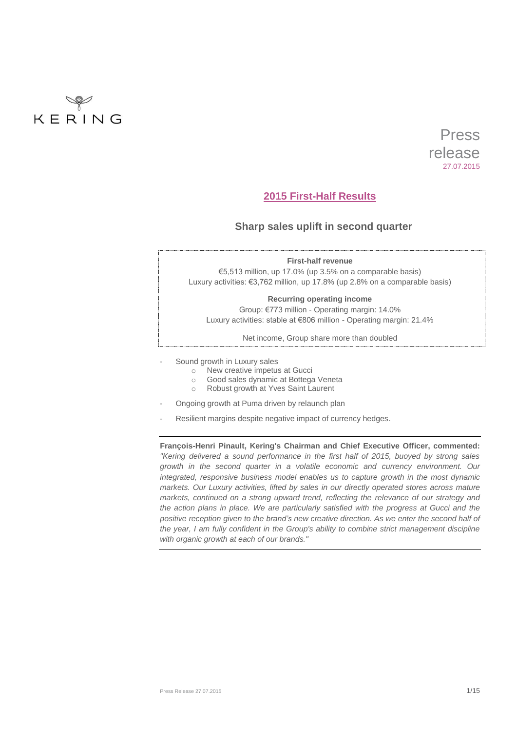KERING

Press release
27.07.2015

# 2015 First-Half Results

## Sharp sales uplift in second quarter

**First-half revenue**

€5,513 million, up 17.0% (up 3.5% on a comparable basis)
Luxury activities: €3,762 million, up 17.8% (up 2.8% on a comparable basis)

**Recurring operating income**

Group: €773 million - Operating margin: 14.0%
Luxury activities: stable at €806 million - Operating margin: 21.4%

Net income, Group share more than doubled

- Sound growth in Luxury sales
  - New creative impetus at Gucci
  - Good sales dynamic at Bottega Veneta
  - Robust growth at Yves Saint Laurent
- Ongoing growth at Puma driven by relaunch plan
- Resilient margins despite negative impact of currency hedges.

**François-Henri Pinault, Kering's Chairman and Chief Executive Officer, commented:** *"Kering delivered a sound performance in the first half of 2015, buoyed by strong sales growth in the second quarter in a volatile economic and currency environment. Our integrated, responsive business model enables us to capture growth in the most dynamic markets. Our Luxury activities, lifted by sales in our directly operated stores across mature markets, continued on a strong upward trend, reflecting the relevance of our strategy and the action plans in place. We are particularly satisfied with the progress at Gucci and the positive reception given to the brand's new creative direction. As we enter the second half of the year, I am fully confident in the Group's ability to combine strict management discipline with organic growth at each of our brands."*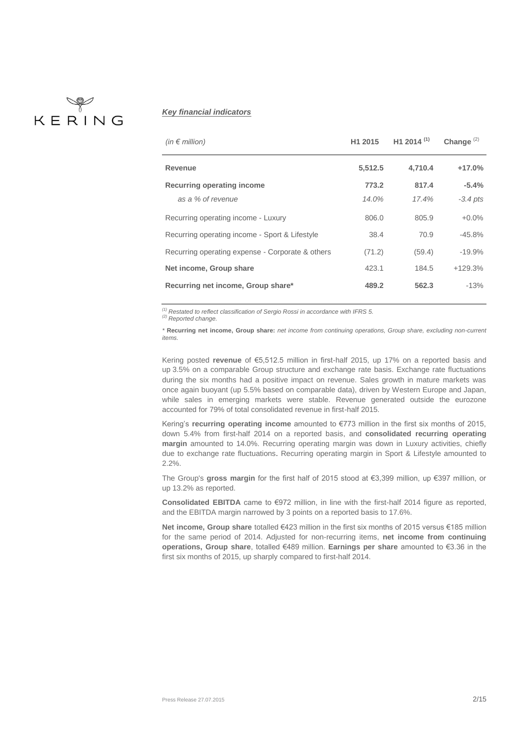***Key financial indicators***

| *(in € million)* | H1 2015 | H1 2014 [(1)] | Change [(2)] |
|---|---|---|---|
| **Revenue** | **5,512.5** | **4,710.4** | **+17.0%** |
| **Recurring operating income** | **773.2** | **817.4** | **-5.4%** |
| *as a % of revenue* | *14.0%* | *17.4%* | *-3.4 pts* |
| Recurring operating income - Luxury | 806.0 | 805.9 | +0.0% |
| Recurring operating income - Sport & Lifestyle | 38.4 | 70.9 | -45.8% |
| Recurring operating expense - Corporate & others | (71.2) | (59.4) | -19.9% |
| **Net income, Group share** | 423.1 | 184.5 | +129.3% |
| **Recurring net income, Group share*** | **489.2** | **562.3** | -13% |

*[(1)] Restated to reflect classification of Sergio Rossi in accordance with IFRS 5.*
*[(2)] Reported change.*

* **Recurring net income, Group share:** *net income from continuing operations, Group share, excluding non-current items.*

Kering posted **revenue** of €5,512.5 million in first-half 2015, up 17% on a reported basis and up 3.5% on a comparable Group structure and exchange rate basis. Exchange rate fluctuations during the six months had a positive impact on revenue. Sales growth in mature markets was once again buoyant (up 5.5% based on comparable data), driven by Western Europe and Japan, while sales in emerging markets were stable. Revenue generated outside the eurozone accounted for 79% of total consolidated revenue in first-half 2015.

Kering's **recurring operating income** amounted to €773 million in the first six months of 2015, down 5.4% from first-half 2014 on a reported basis, and **consolidated recurring operating margin** amounted to 14.0%. Recurring operating margin was down in Luxury activities, chiefly due to exchange rate fluctuations. Recurring operating margin in Sport & Lifestyle amounted to 2.2%.

The Group's **gross margin** for the first half of 2015 stood at €3,399 million, up €397 million, or up 13.2% as reported.

**Consolidated EBITDA** came to €972 million, in line with the first-half 2014 figure as reported, and the EBITDA margin narrowed by 3 points on a reported basis to 17.6%.

**Net income, Group share** totalled €423 million in the first six months of 2015 versus €185 million for the same period of 2014. Adjusted for non-recurring items, **net income from continuing operations, Group share**, totalled €489 million. **Earnings per share** amounted to €3.36 in the first six months of 2015, up sharply compared to first-half 2014.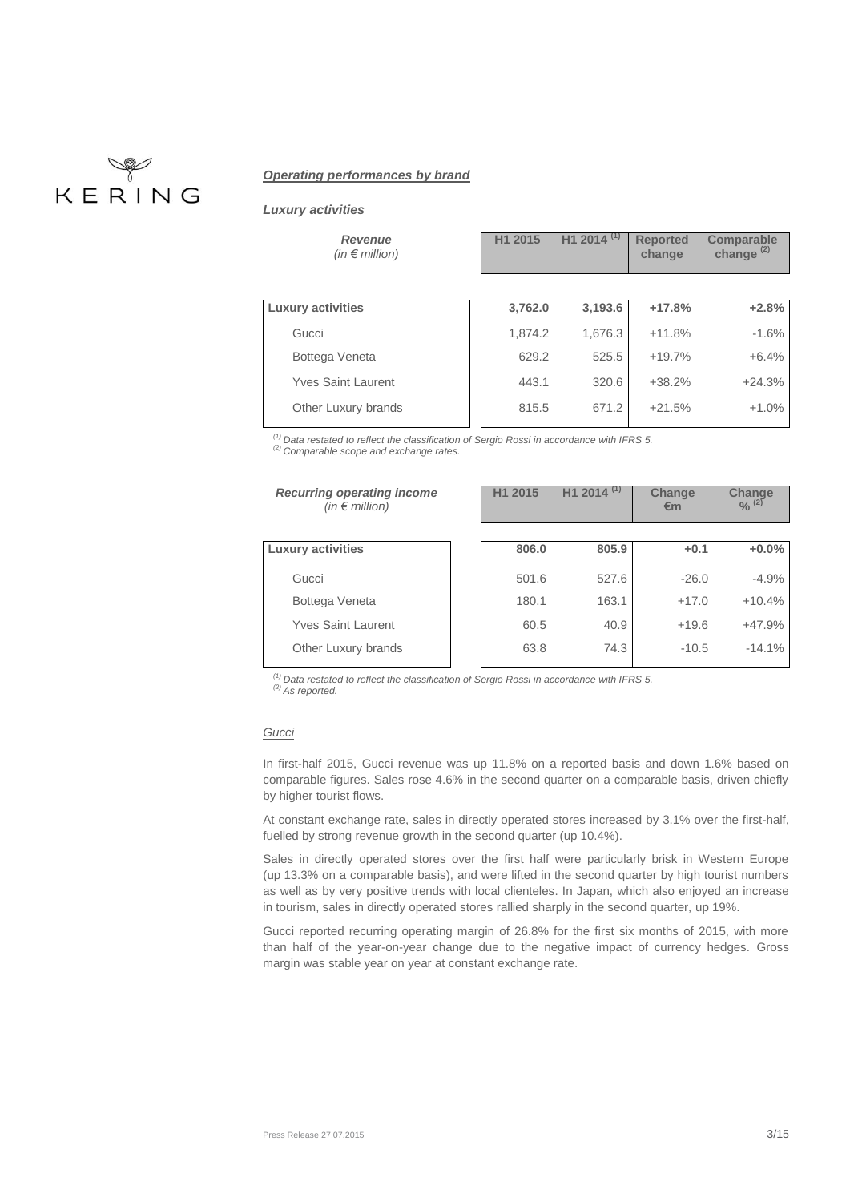### *Operating performances by brand*

#### *Luxury activities*

| *Revenue (in € million)* | H1 2015 | H1 2014 [(1)] | Reported change | Comparable change [(2)] |
|---|---|---|---|---|
| **Luxury activities** | **3,762.0** | **3,193.6** | **+17.8%** | **+2.8%** |
| Gucci | 1,874.2 | 1,676.3 | +11.8% | -1.6% |
| Bottega Veneta | 629.2 | 525.5 | +19.7% | +6.4% |
| Yves Saint Laurent | 443.1 | 320.6 | +38.2% | +24.3% |
| Other Luxury brands | 815.5 | 671.2 | +21.5% | +1.0% |

*(1) Data restated to reflect the classification of Sergio Rossi in accordance with IFRS 5.*
*(2) Comparable scope and exchange rates.*

| *Recurring operating income (in € million)* | H1 2015 | H1 2014 [(1)] | Change €m | Change % [(2)] |
|---|---|---|---|---|
| **Luxury activities** | **806.0** | **805.9** | **+0.1** | **+0.0%** |
| Gucci | 501.6 | 527.6 | -26.0 | -4.9% |
| Bottega Veneta | 180.1 | 163.1 | +17.0 | +10.4% |
| Yves Saint Laurent | 60.5 | 40.9 | +19.6 | +47.9% |
| Other Luxury brands | 63.8 | 74.3 | -10.5 | -14.1% |

*(1) Data restated to reflect the classification of Sergio Rossi in accordance with IFRS 5.*
*(2) As reported.*

*Gucci*

In first-half 2015, Gucci revenue was up 11.8% on a reported basis and down 1.6% based on comparable figures. Sales rose 4.6% in the second quarter on a comparable basis, driven chiefly by higher tourist flows.

At constant exchange rate, sales in directly operated stores increased by 3.1% over the first-half, fuelled by strong revenue growth in the second quarter (up 10.4%).

Sales in directly operated stores over the first half were particularly brisk in Western Europe (up 13.3% on a comparable basis), and were lifted in the second quarter by high tourist numbers as well as by very positive trends with local clienteles. In Japan, which also enjoyed an increase in tourism, sales in directly operated stores rallied sharply in the second quarter, up 19%.

Gucci reported recurring operating margin of 26.8% for the first six months of 2015, with more than half of the year-on-year change due to the negative impact of currency hedges. Gross margin was stable year on year at constant exchange rate.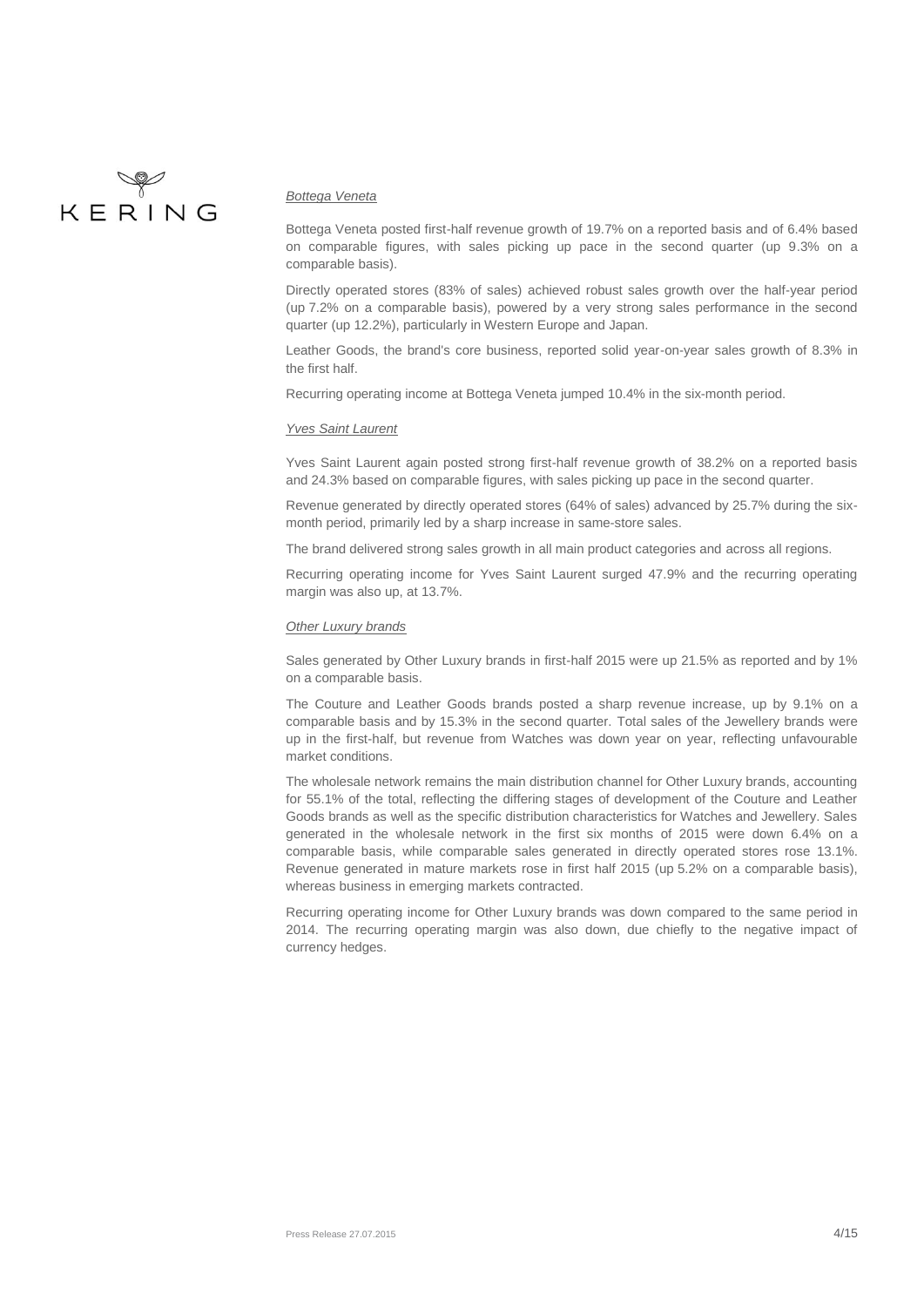*Bottega Veneta*

Bottega Veneta posted first-half revenue growth of 19.7% on a reported basis and of 6.4% based on comparable figures, with sales picking up pace in the second quarter (up 9.3% on a comparable basis).

Directly operated stores (83% of sales) achieved robust sales growth over the half-year period (up 7.2% on a comparable basis), powered by a very strong sales performance in the second quarter (up 12.2%), particularly in Western Europe and Japan.

Leather Goods, the brand's core business, reported solid year-on-year sales growth of 8.3% in the first half.

Recurring operating income at Bottega Veneta jumped 10.4% in the six-month period.

*Yves Saint Laurent*

Yves Saint Laurent again posted strong first-half revenue growth of 38.2% on a reported basis and 24.3% based on comparable figures, with sales picking up pace in the second quarter.

Revenue generated by directly operated stores (64% of sales) advanced by 25.7% during the six-month period, primarily led by a sharp increase in same-store sales.

The brand delivered strong sales growth in all main product categories and across all regions.

Recurring operating income for Yves Saint Laurent surged 47.9% and the recurring operating margin was also up, at 13.7%.

*Other Luxury brands*

Sales generated by Other Luxury brands in first-half 2015 were up 21.5% as reported and by 1% on a comparable basis.

The Couture and Leather Goods brands posted a sharp revenue increase, up by 9.1% on a comparable basis and by 15.3% in the second quarter. Total sales of the Jewellery brands were up in the first-half, but revenue from Watches was down year on year, reflecting unfavourable market conditions.

The wholesale network remains the main distribution channel for Other Luxury brands, accounting for 55.1% of the total, reflecting the differing stages of development of the Couture and Leather Goods brands as well as the specific distribution characteristics for Watches and Jewellery. Sales generated in the wholesale network in the first six months of 2015 were down 6.4% on a comparable basis, while comparable sales generated in directly operated stores rose 13.1%. Revenue generated in mature markets rose in first half 2015 (up 5.2% on a comparable basis), whereas business in emerging markets contracted.

Recurring operating income for Other Luxury brands was down compared to the same period in 2014. The recurring operating margin was also down, due chiefly to the negative impact of currency hedges.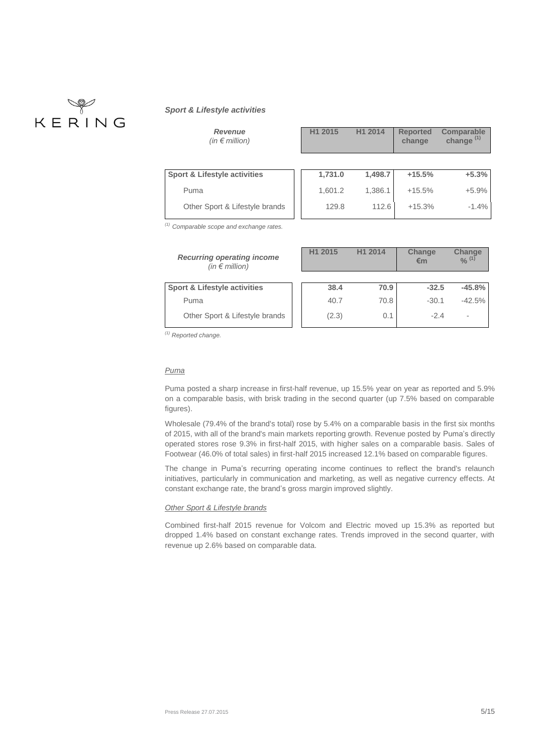### *Sport & Lifestyle activities*

| *Revenue (in € million)* | H1 2015 | H1 2014 | Reported change | Comparable change [(1)] |
|---|---|---|---|---|
| **Sport & Lifestyle activities** | **1,731.0** | **1,498.7** | **+15.5%** | **+5.3%** |
| Puma | 1,601.2 | 1,386.1 | +15.5% | +5.9% |
| Other Sport & Lifestyle brands | 129.8 | 112.6 | +15.3% | -1.4% |

[(1)] *Comparable scope and exchange rates.*

| *Recurring operating income (in € million)* | H1 2015 | H1 2014 | Change €m | Change % [(1)] |
|---|---|---|---|---|
| **Sport & Lifestyle activities** | **38.4** | **70.9** | **-32.5** | **-45.8%** |
| Puma | 40.7 | 70.8 | -30.1 | -42.5% |
| Other Sport & Lifestyle brands | (2.3) | 0.1 | -2.4 | - |

[(1)] *Reported change.*

*Puma*

Puma posted a sharp increase in first-half revenue, up 15.5% year on year as reported and 5.9% on a comparable basis, with brisk trading in the second quarter (up 7.5% based on comparable figures).

Wholesale (79.4% of the brand's total) rose by 5.4% on a comparable basis in the first six months of 2015, with all of the brand's main markets reporting growth. Revenue posted by Puma's directly operated stores rose 9.3% in first-half 2015, with higher sales on a comparable basis. Sales of Footwear (46.0% of total sales) in first-half 2015 increased 12.1% based on comparable figures.

The change in Puma's recurring operating income continues to reflect the brand's relaunch initiatives, particularly in communication and marketing, as well as negative currency effects. At constant exchange rate, the brand's gross margin improved slightly.

*Other Sport & Lifestyle brands*

Combined first-half 2015 revenue for Volcom and Electric moved up 15.3% as reported but dropped 1.4% based on constant exchange rates. Trends improved in the second quarter, with revenue up 2.6% based on comparable data.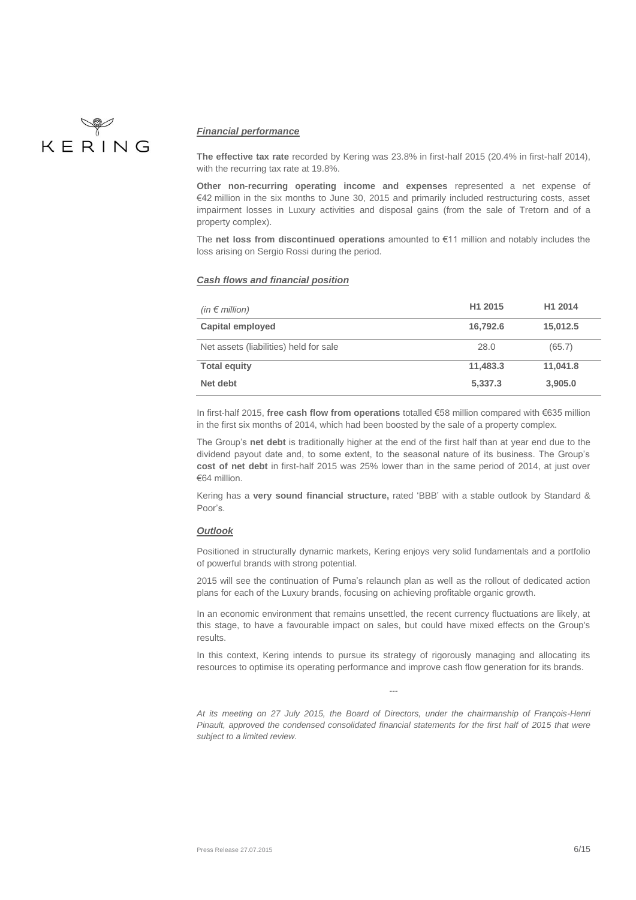### ***Financial performance***

**The effective tax rate** recorded by Kering was 23.8% in first-half 2015 (20.4% in first-half 2014), with the recurring tax rate at 19.8%.

**Other non-recurring operating income and expenses** represented a net expense of €42 million in the six months to June 30, 2015 and primarily included restructuring costs, asset impairment losses in Luxury activities and disposal gains (from the sale of Tretorn and of a property complex).

The **net loss from discontinued operations** amounted to €11 million and notably includes the loss arising on Sergio Rossi during the period.

### ***Cash flows and financial position***

| *(in € million)* | H1 2015 | H1 2014 |
|---|---|---|
| **Capital employed** | **16,792.6** | **15,012.5** |
| Net assets (liabilities) held for sale | 28.0 | (65.7) |
| **Total equity** | **11,483.3** | **11,041.8** |
| **Net debt** | **5,337.3** | **3,905.0** |

In first-half 2015, **free cash flow from operations** totalled €58 million compared with €635 million in the first six months of 2014, which had been boosted by the sale of a property complex.

The Group's **net debt** is traditionally higher at the end of the first half than at year end due to the dividend payout date and, to some extent, to the seasonal nature of its business. The Group's **cost of net debt** in first-half 2015 was 25% lower than in the same period of 2014, at just over €64 million.

Kering has a **very sound financial structure,** rated 'BBB' with a stable outlook by Standard & Poor's.

### ***Outlook***

Positioned in structurally dynamic markets, Kering enjoys very solid fundamentals and a portfolio of powerful brands with strong potential.

2015 will see the continuation of Puma's relaunch plan as well as the rollout of dedicated action plans for each of the Luxury brands, focusing on achieving profitable organic growth.

In an economic environment that remains unsettled, the recent currency fluctuations are likely, at this stage, to have a favourable impact on sales, but could have mixed effects on the Group's results.

In this context, Kering intends to pursue its strategy of rigorously managing and allocating its resources to optimise its operating performance and improve cash flow generation for its brands.

---

*At its meeting on 27 July 2015, the Board of Directors, under the chairmanship of François-Henri Pinault, approved the condensed consolidated financial statements for the first half of 2015 that were subject to a limited review.*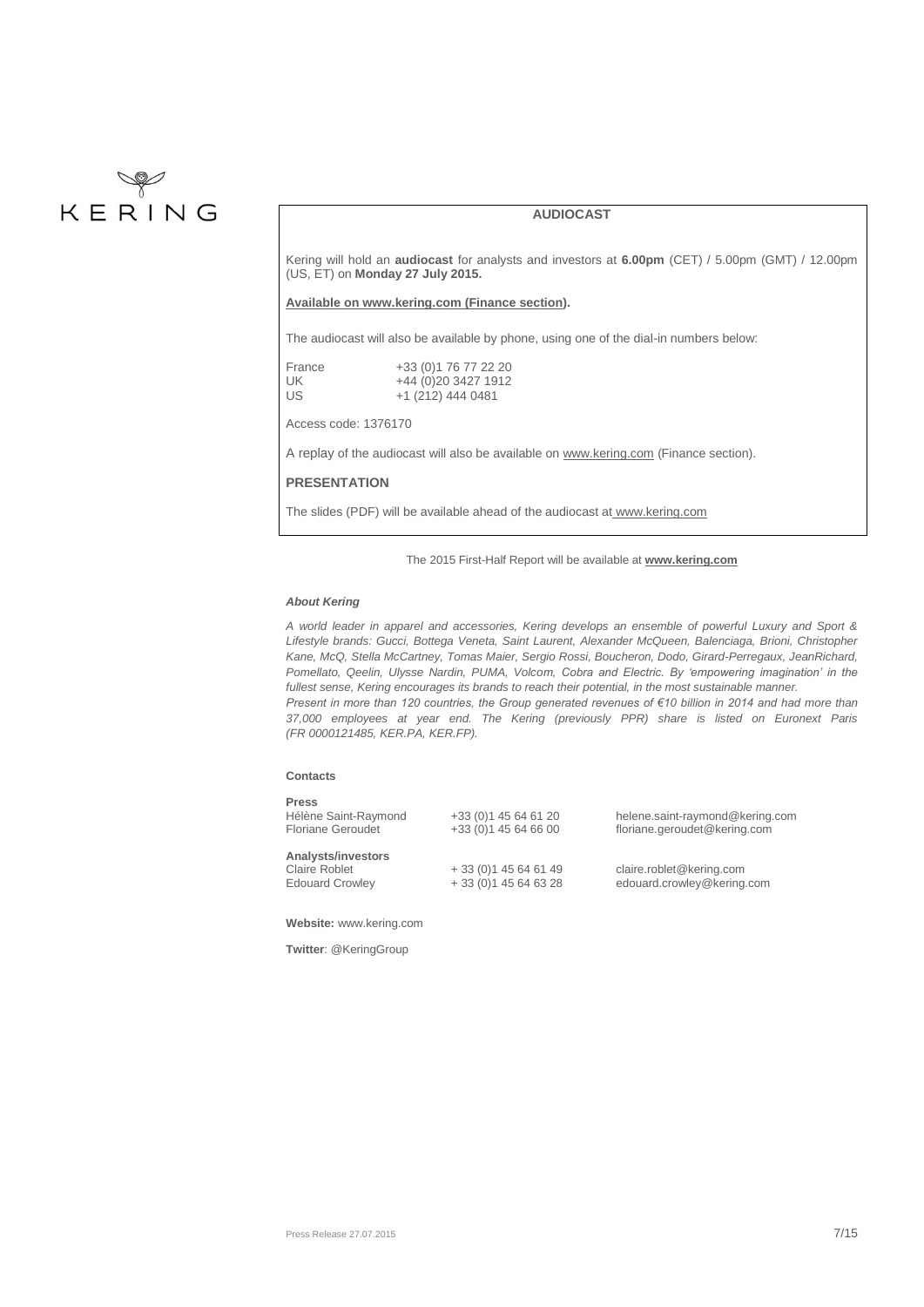## AUDIOCAST

Kering will hold an **audiocast** for analysts and investors at **6.00pm** (CET) / 5.00pm (GMT) / 12.00pm (US, ET) on **Monday 27 July 2015.**

**Available on www.kering.com (Finance section).**

The audiocast will also be available by phone, using one of the dial-in numbers below:

| | |
|---|---|
| France | +33 (0)1 76 77 22 20 |
| UK | +44 (0)20 3427 1912 |
| US | +1 (212) 444 0481 |

Access code: 1376170

A replay of the audiocast will also be available on www.kering.com (Finance section).

## PRESENTATION

The slides (PDF) will be available ahead of the audiocast at www.kering.com

The 2015 First-Half Report will be available at **www.kering.com**

***About Kering***

*A world leader in apparel and accessories, Kering develops an ensemble of powerful Luxury and Sport & Lifestyle brands: Gucci, Bottega Veneta, Saint Laurent, Alexander McQueen, Balenciaga, Brioni, Christopher Kane, McQ, Stella McCartney, Tomas Maier, Sergio Rossi, Boucheron, Dodo, Girard-Perregaux, JeanRichard, Pomellato, Qeelin, Ulysse Nardin, PUMA, Volcom, Cobra and Electric. By 'empowering imagination' in the fullest sense, Kering encourages its brands to reach their potential, in the most sustainable manner.*
*Present in more than 120 countries, the Group generated revenues of €10 billion in 2014 and had more than 37,000 employees at year end. The Kering (previously PPR) share is listed on Euronext Paris (FR 0000121485, KER.PA, KER.FP).*

**Contacts**

**Press**

| | | |
|---|---|---|
| Hélène Saint-Raymond | +33 (0)1 45 64 61 20 | helene.saint-raymond@kering.com |
| Floriane Geroudet | +33 (0)1 45 64 66 00 | floriane.geroudet@kering.com |

**Analysts/investors**

| | | |
|---|---|---|
| Claire Roblet | + 33 (0)1 45 64 61 49 | claire.roblet@kering.com |
| Edouard Crowley | + 33 (0)1 45 64 63 28 | edouard.crowley@kering.com |

**Website:** www.kering.com

**Twitter**: @KeringGroup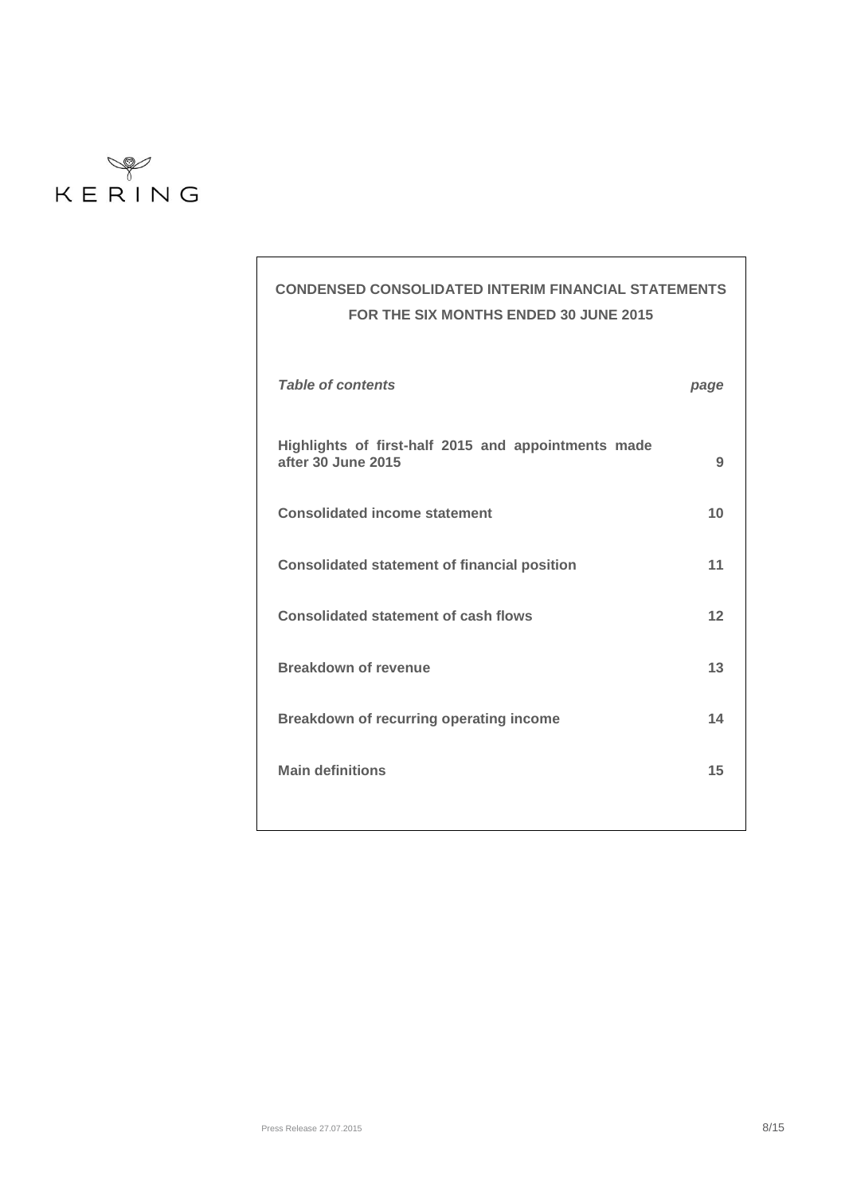KERING

# CONDENSED CONSOLIDATED INTERIM FINANCIAL STATEMENTS FOR THE SIX MONTHS ENDED 30 JUNE 2015

| *Table of contents* | *page* |
|---|---|
| **Highlights of first-half 2015 and appointments made after 30 June 2015** | **9** |
| **Consolidated income statement** | **10** |
| **Consolidated statement of financial position** | **11** |
| **Consolidated statement of cash flows** | **12** |
| **Breakdown of revenue** | **13** |
| **Breakdown of recurring operating income** | **14** |
| **Main definitions** | **15** |

Press Release 27.07.2015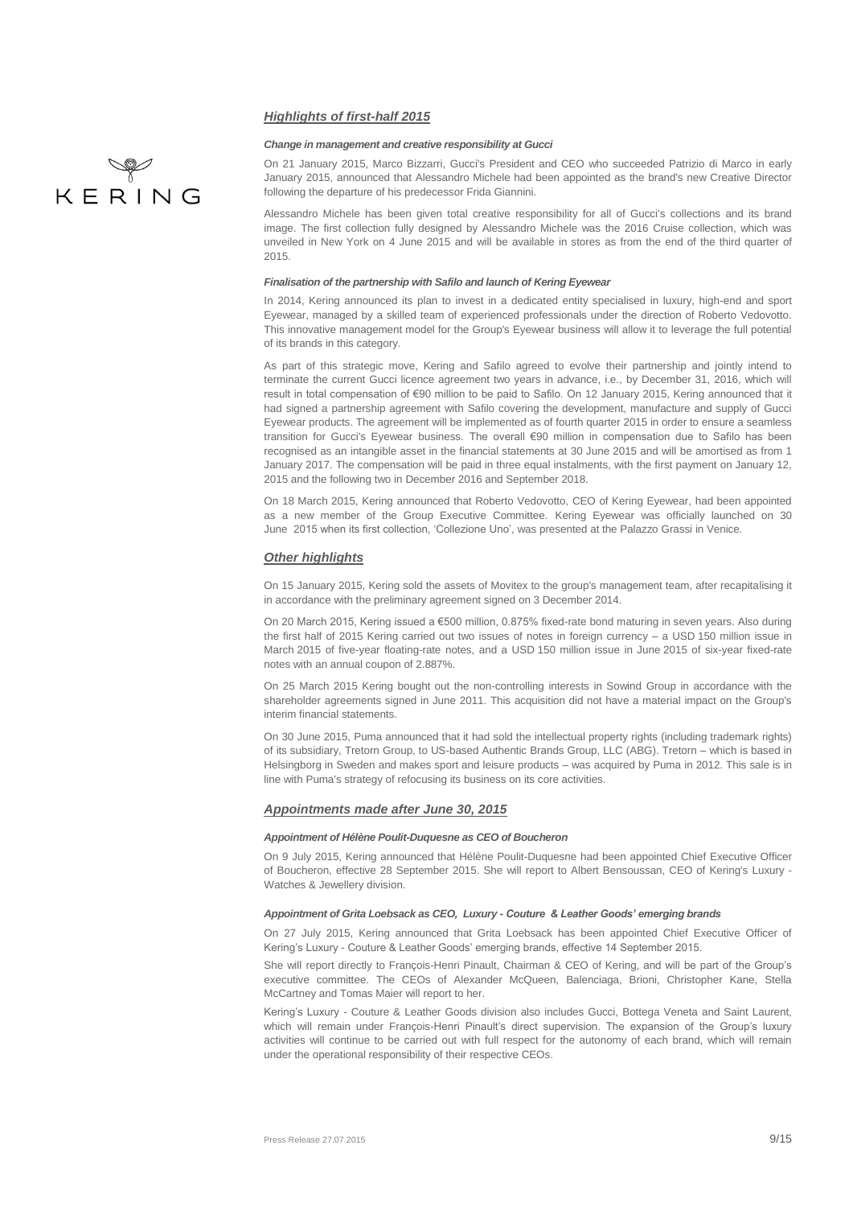## *Highlights of first-half 2015*

### *Change in management and creative responsibility at Gucci*

On 21 January 2015, Marco Bizzarri, Gucci's President and CEO who succeeded Patrizio di Marco in early January 2015, announced that Alessandro Michele had been appointed as the brand's new Creative Director following the departure of his predecessor Frida Giannini.

Alessandro Michele has been given total creative responsibility for all of Gucci's collections and its brand image. The first collection fully designed by Alessandro Michele was the 2016 Cruise collection, which was unveiled in New York on 4 June 2015 and will be available in stores as from the end of the third quarter of 2015.

### *Finalisation of the partnership with Safilo and launch of Kering Eyewear*

In 2014, Kering announced its plan to invest in a dedicated entity specialised in luxury, high-end and sport Eyewear, managed by a skilled team of experienced professionals under the direction of Roberto Vedovotto. This innovative management model for the Group's Eyewear business will allow it to leverage the full potential of its brands in this category.

As part of this strategic move, Kering and Safilo agreed to evolve their partnership and jointly intend to terminate the current Gucci licence agreement two years in advance, i.e., by December 31, 2016, which will result in total compensation of €90 million to be paid to Safilo. On 12 January 2015, Kering announced that it had signed a partnership agreement with Safilo covering the development, manufacture and supply of Gucci Eyewear products. The agreement will be implemented as of fourth quarter 2015 in order to ensure a seamless transition for Gucci's Eyewear business. The overall €90 million in compensation due to Safilo has been recognised as an intangible asset in the financial statements at 30 June 2015 and will be amortised as from 1 January 2017. The compensation will be paid in three equal instalments, with the first payment on January 12, 2015 and the following two in December 2016 and September 2018.

On 18 March 2015, Kering announced that Roberto Vedovotto, CEO of Kering Eyewear, had been appointed as a new member of the Group Executive Committee. Kering Eyewear was officially launched on 30 June 2015 when its first collection, 'Collezione Uno', was presented at the Palazzo Grassi in Venice.

## *Other highlights*

On 15 January 2015, Kering sold the assets of Movitex to the group's management team, after recapitalising it in accordance with the preliminary agreement signed on 3 December 2014.

On 20 March 2015, Kering issued a €500 million, 0.875% fixed-rate bond maturing in seven years. Also during the first half of 2015 Kering carried out two issues of notes in foreign currency – a USD 150 million issue in March 2015 of five-year floating-rate notes, and a USD 150 million issue in June 2015 of six-year fixed-rate notes with an annual coupon of 2.887%.

On 25 March 2015 Kering bought out the non-controlling interests in Sowind Group in accordance with the shareholder agreements signed in June 2011. This acquisition did not have a material impact on the Group's interim financial statements.

On 30 June 2015, Puma announced that it had sold the intellectual property rights (including trademark rights) of its subsidiary, Tretorn Group, to US-based Authentic Brands Group, LLC (ABG). Tretorn – which is based in Helsingborg in Sweden and makes sport and leisure products – was acquired by Puma in 2012. This sale is in line with Puma's strategy of refocusing its business on its core activities.

## *Appointments made after June 30, 2015*

### *Appointment of Hélène Poulit-Duquesne as CEO of Boucheron*

On 9 July 2015, Kering announced that Hélène Poulit-Duquesne had been appointed Chief Executive Officer of Boucheron, effective 28 September 2015. She will report to Albert Bensoussan, CEO of Kering's Luxury - Watches & Jewellery division.

### *Appointment of Grita Loebsack as CEO, Luxury - Couture & Leather Goods' emerging brands*

On 27 July 2015, Kering announced that Grita Loebsack has been appointed Chief Executive Officer of Kering's Luxury - Couture & Leather Goods' emerging brands, effective 14 September 2015.

She will report directly to François-Henri Pinault, Chairman & CEO of Kering, and will be part of the Group's executive committee. The CEOs of Alexander McQueen, Balenciaga, Brioni, Christopher Kane, Stella McCartney and Tomas Maier will report to her.

Kering's Luxury - Couture & Leather Goods division also includes Gucci, Bottega Veneta and Saint Laurent, which will remain under François-Henri Pinault's direct supervision. The expansion of the Group's luxury activities will continue to be carried out with full respect for the autonomy of each brand, which will remain under the operational responsibility of their respective CEOs.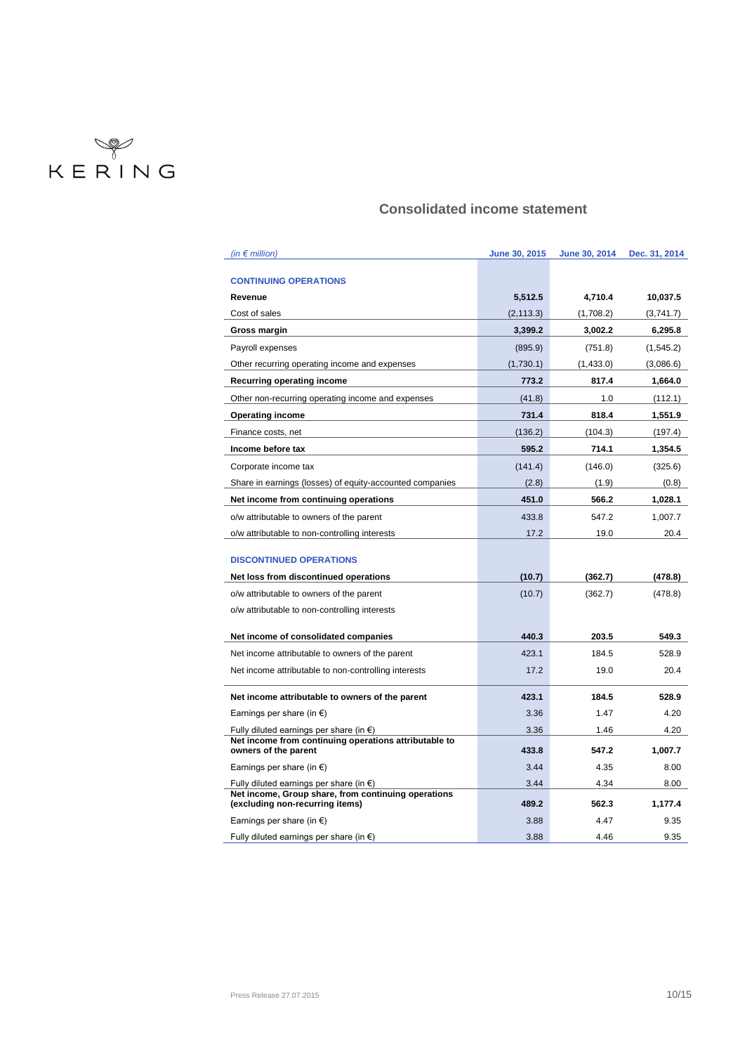KERING

## Consolidated income statement

| *(in € million)* | June 30, 2015 | June 30, 2014 | Dec. 31, 2014 |
|---|---|---|---|
| **CONTINUING OPERATIONS** | | | |
| **Revenue** | **5,512.5** | **4,710.4** | **10,037.5** |
| Cost of sales | (2,113.3) | (1,708.2) | (3,741.7) |
| **Gross margin** | **3,399.2** | **3,002.2** | **6,295.8** |
| Payroll expenses | (895.9) | (751.8) | (1,545.2) |
| Other recurring operating income and expenses | (1,730.1) | (1,433.0) | (3,086.6) |
| **Recurring operating income** | **773.2** | **817.4** | **1,664.0** |
| Other non-recurring operating income and expenses | (41.8) | 1.0 | (112.1) |
| **Operating income** | **731.4** | **818.4** | **1,551.9** |
| Finance costs, net | (136.2) | (104.3) | (197.4) |
| **Income before tax** | **595.2** | **714.1** | **1,354.5** |
| Corporate income tax | (141.4) | (146.0) | (325.6) |
| Share in earnings (losses) of equity-accounted companies | (2.8) | (1.9) | (0.8) |
| **Net income from continuing operations** | **451.0** | **566.2** | **1,028.1** |
| o/w attributable to owners of the parent | 433.8 | 547.2 | 1,007.7 |
| o/w attributable to non-controlling interests | 17.2 | 19.0 | 20.4 |
| **DISCONTINUED OPERATIONS** | | | |
| **Net loss from discontinued operations** | **(10.7)** | **(362.7)** | **(478.8)** |
| o/w attributable to owners of the parent | (10.7) | (362.7) | (478.8) |
| o/w attributable to non-controlling interests | | | |
| **Net income of consolidated companies** | **440.3** | **203.5** | **549.3** |
| Net income attributable to owners of the parent | 423.1 | 184.5 | 528.9 |
| Net income attributable to non-controlling interests | 17.2 | 19.0 | 20.4 |
| **Net income attributable to owners of the parent** | **423.1** | **184.5** | **528.9** |
| Earnings per share (in €) | 3.36 | 1.47 | 4.20 |
| Fully diluted earnings per share (in €) | 3.36 | 1.46 | 4.20 |
| **Net income from continuing operations attributable to owners of the parent** | **433.8** | **547.2** | **1,007.7** |
| Earnings per share (in €) | 3.44 | 4.35 | 8.00 |
| Fully diluted earnings per share (in €) | 3.44 | 4.34 | 8.00 |
| **Net income, Group share, from continuing operations (excluding non-recurring items)** | **489.2** | **562.3** | **1,177.4** |
| Earnings per share (in €) | 3.88 | 4.47 | 9.35 |
| Fully diluted earnings per share (in €) | 3.88 | 4.46 | 9.35 |

Press Release 27.07.2015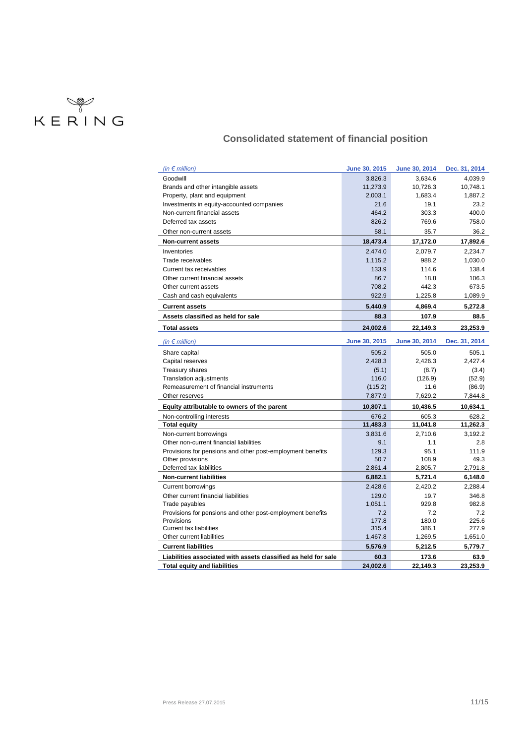KERING

## Consolidated statement of financial position

| *(in € million)* | June 30, 2015 | June 30, 2014 | Dec. 31, 2014 |
|---|---|---|---|
| Goodwill | 3,826.3 | 3,634.6 | 4,039.9 |
| Brands and other intangible assets | 11,273.9 | 10,726.3 | 10,748.1 |
| Property, plant and equipment | 2,003.1 | 1,683.4 | 1,887.2 |
| Investments in equity-accounted companies | 21.6 | 19.1 | 23.2 |
| Non-current financial assets | 464.2 | 303.3 | 400.0 |
| Deferred tax assets | 826.2 | 769.6 | 758.0 |
| Other non-current assets | 58.1 | 35.7 | 36.2 |
| **Non-current assets** | **18,473.4** | **17,172.0** | **17,892.6** |
| Inventories | 2,474.0 | 2,079.7 | 2,234.7 |
| Trade receivables | 1,115.2 | 988.2 | 1,030.0 |
| Current tax receivables | 133.9 | 114.6 | 138.4 |
| Other current financial assets | 86.7 | 18.8 | 106.3 |
| Other current assets | 708.2 | 442.3 | 673.5 |
| Cash and cash equivalents | 922.9 | 1,225.8 | 1,089.9 |
| **Current assets** | **5,440.9** | **4,869.4** | **5,272.8** |
| **Assets classified as held for sale** | **88.3** | **107.9** | **88.5** |
| **Total assets** | **24,002.6** | **22,149.3** | **23,253.9** |

| *(in € million)* | June 30, 2015 | June 30, 2014 | Dec. 31, 2014 |
|---|---|---|---|
| Share capital | 505.2 | 505.0 | 505.1 |
| Capital reserves | 2,428.3 | 2,426.3 | 2,427.4 |
| Treasury shares | (5.1) | (8.7) | (3.4) |
| Translation adjustments | 116.0 | (126.9) | (52.9) |
| Remeasurement of financial instruments | (115.2) | 11.6 | (86.9) |
| Other reserves | 7,877.9 | 7,629.2 | 7,844.8 |
| **Equity attributable to owners of the parent** | **10,807.1** | **10,436.5** | **10,634.1** |
| Non-controlling interests | 676.2 | 605.3 | 628.2 |
| **Total equity** | **11,483.3** | **11,041.8** | **11,262.3** |
| Non-current borrowings | 3,831.6 | 2,710.6 | 3,192.2 |
| Other non-current financial liabilities | 9.1 | 1.1 | 2.8 |
| Provisions for pensions and other post-employment benefits | 129.3 | 95.1 | 111.9 |
| Other provisions | 50.7 | 108.9 | 49.3 |
| Deferred tax liabilities | 2,861.4 | 2,805.7 | 2,791.8 |
| **Non-current liabilities** | **6,882.1** | **5,721.4** | **6,148.0** |
| Current borrowings | 2,428.6 | 2,420.2 | 2,288.4 |
| Other current financial liabilities | 129.0 | 19.7 | 346.8 |
| Trade payables | 1,051.1 | 929.8 | 982.8 |
| Provisions for pensions and other post-employment benefits | 7.2 | 7.2 | 7.2 |
| Provisions | 177.8 | 180.0 | 225.6 |
| Current tax liabilities | 315.4 | 386.1 | 277.9 |
| Other current liabilities | 1,467.8 | 1,269.5 | 1,651.0 |
| **Current liabilities** | **5,576.9** | **5,212.5** | **5,779.7** |
| **Liabilities associated with assets classified as held for sale** | **60.3** | **173.6** | **63.9** |
| **Total equity and liabilities** | **24,002.6** | **22,149.3** | **23,253.9** |

Press Release 27.07.2015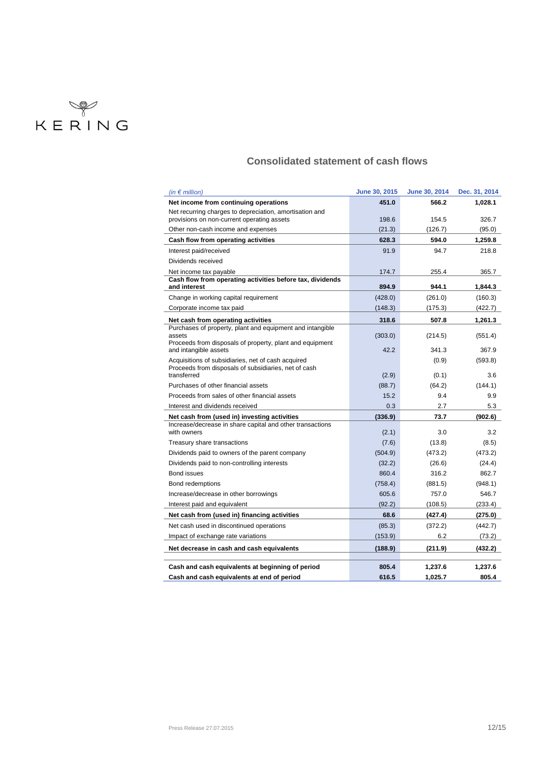## Consolidated statement of cash flows

| *(in € million)* | June 30, 2015 | June 30, 2014 | Dec. 31, 2014 |
|---|---|---|---|
| **Net income from continuing operations** | **451.0** | **566.2** | **1,028.1** |
| Net recurring charges to depreciation, amortisation and provisions on non-current operating assets | 198.6 | 154.5 | 326.7 |
| Other non-cash income and expenses | (21.3) | (126.7) | (95.0) |
| **Cash flow from operating activities** | **628.3** | **594.0** | **1,259.8** |
| Interest paid/received | 91.9 | 94.7 | 218.8 |
| Dividends received | | | |
| Net income tax payable | 174.7 | 255.4 | 365.7 |
| **Cash flow from operating activities before tax, dividends and interest** | **894.9** | **944.1** | **1,844.3** |
| Change in working capital requirement | (428.0) | (261.0) | (160.3) |
| Corporate income tax paid | (148.3) | (175.3) | (422.7) |
| **Net cash from operating activities** | **318.6** | **507.8** | **1,261.3** |
| Purchases of property, plant and equipment and intangible assets | (303.0) | (214.5) | (551.4) |
| Proceeds from disposals of property, plant and equipment and intangible assets | 42.2 | 341.3 | 367.9 |
| Acquisitions of subsidiaries, net of cash acquired | | (0.9) | (593.8) |
| Proceeds from disposals of subsidiaries, net of cash transferred | (2.9) | (0.1) | 3.6 |
| Purchases of other financial assets | (88.7) | (64.2) | (144.1) |
| Proceeds from sales of other financial assets | 15.2 | 9.4 | 9.9 |
| Interest and dividends received | 0.3 | 2.7 | 5.3 |
| **Net cash from (used in) investing activities** | **(336.9)** | **73.7** | **(902.6)** |
| Increase/decrease in share capital and other transactions with owners | (2.1) | 3.0 | 3.2 |
| Treasury share transactions | (7.6) | (13.8) | (8.5) |
| Dividends paid to owners of the parent company | (504.9) | (473.2) | (473.2) |
| Dividends paid to non-controlling interests | (32.2) | (26.6) | (24.4) |
| Bond issues | 860.4 | 316.2 | 862.7 |
| Bond redemptions | (758.4) | (881.5) | (948.1) |
| Increase/decrease in other borrowings | 605.6 | 757.0 | 546.7 |
| Interest paid and equivalent | (92.2) | (108.5) | (233.4) |
| **Net cash from (used in) financing activities** | **68.6** | **(427.4)** | **(275.0)** |
| Net cash used in discontinued operations | (85.3) | (372.2) | (442.7) |
| Impact of exchange rate variations | (153.9) | 6.2 | (73.2) |
| **Net decrease in cash and cash equivalents** | **(188.9)** | **(211.9)** | **(432.2)** |
| | | | |
| **Cash and cash equivalents at beginning of period** | **805.4** | **1,237.6** | **1,237.6** |
| **Cash and cash equivalents at end of period** | **616.5** | **1,025.7** | **805.4** |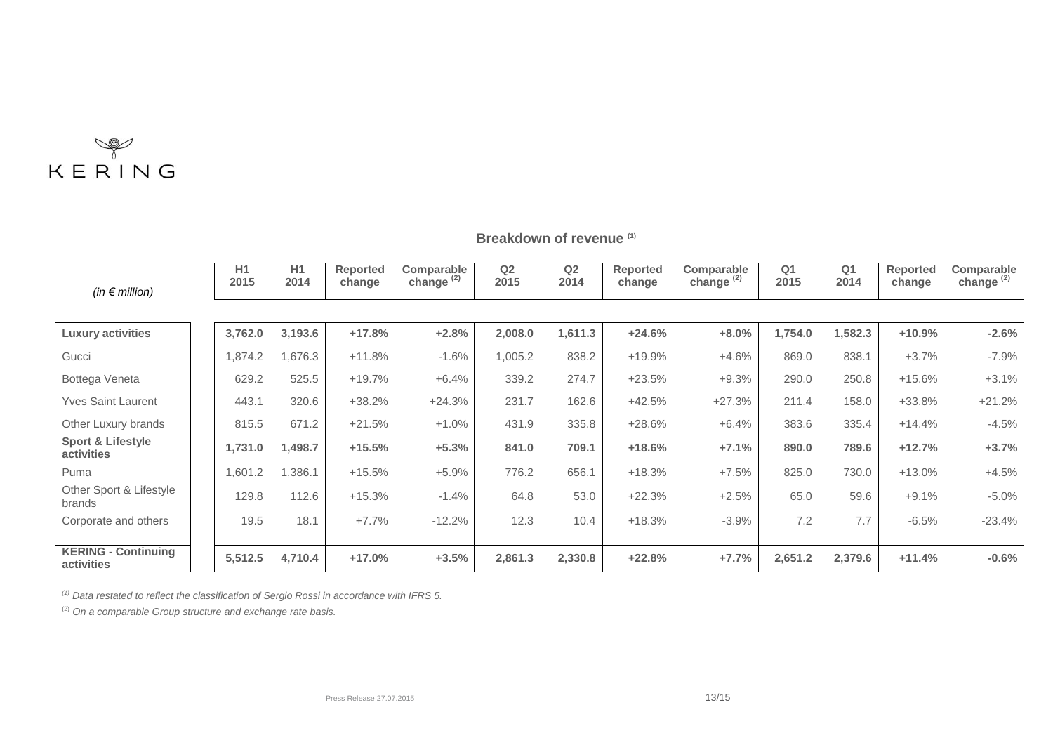KERING

## Breakdown of revenue [1]

| (in € million) | H1 2015 | H1 2014 | Reported change | Comparable change [2] | Q2 2015 | Q2 2014 | Reported change | Comparable change [2] | Q1 2015 | Q1 2014 | Reported change | Comparable change [2] |
|---|---|---|---|---|---|---|---|---|---|---|---|---|
| **Luxury activities** | **3,762.0** | **3,193.6** | **+17.8%** | **+2.8%** | **2,008.0** | **1,611.3** | **+24.6%** | **+8.0%** | **1,754.0** | **1,582.3** | **+10.9%** | **-2.6%** |
| Gucci | 1,874.2 | 1,676.3 | +11.8% | -1.6% | 1,005.2 | 838.2 | +19.9% | +4.6% | 869.0 | 838.1 | +3.7% | -7.9% |
| Bottega Veneta | 629.2 | 525.5 | +19.7% | +6.4% | 339.2 | 274.7 | +23.5% | +9.3% | 290.0 | 250.8 | +15.6% | +3.1% |
| Yves Saint Laurent | 443.1 | 320.6 | +38.2% | +24.3% | 231.7 | 162.6 | +42.5% | +27.3% | 211.4 | 158.0 | +33.8% | +21.2% |
| Other Luxury brands | 815.5 | 671.2 | +21.5% | +1.0% | 431.9 | 335.8 | +28.6% | +6.4% | 383.6 | 335.4 | +14.4% | -4.5% |
| **Sport & Lifestyle activities** | **1,731.0** | **1,498.7** | **+15.5%** | **+5.3%** | **841.0** | **709.1** | **+18.6%** | **+7.1%** | **890.0** | **789.6** | **+12.7%** | **+3.7%** |
| Puma | 1,601.2 | 1,386.1 | +15.5% | +5.9% | 776.2 | 656.1 | +18.3% | +7.5% | 825.0 | 730.0 | +13.0% | +4.5% |
| Other Sport & Lifestyle brands | 129.8 | 112.6 | +15.3% | -1.4% | 64.8 | 53.0 | +22.3% | +2.5% | 65.0 | 59.6 | +9.1% | -5.0% |
| Corporate and others | 19.5 | 18.1 | +7.7% | -12.2% | 12.3 | 10.4 | +18.3% | -3.9% | 7.2 | 7.7 | -6.5% | -23.4% |
| **KERING - Continuing activities** | **5,512.5** | **4,710.4** | **+17.0%** | **+3.5%** | **2,861.3** | **2,330.8** | **+22.8%** | **+7.7%** | **2,651.2** | **2,379.6** | **+11.4%** | **-0.6%** |

*[1] Data restated to reflect the classification of Sergio Rossi in accordance with IFRS 5.*

*[2] On a comparable Group structure and exchange rate basis.*

Press Release 27.07.2015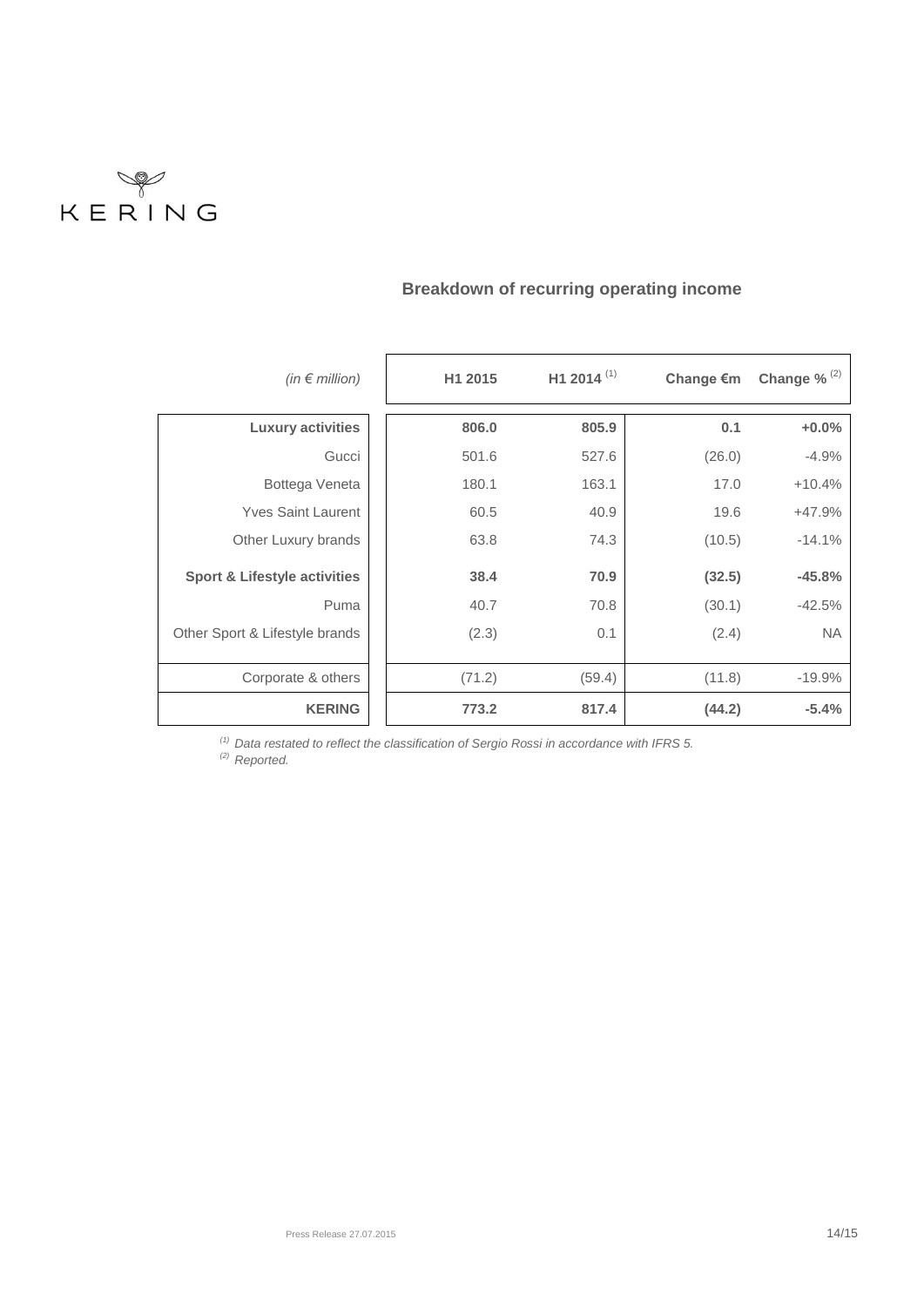KERING

## Breakdown of recurring operating income

| *(in € million)* | H1 2015 | H1 2014 [1] | Change €m | Change % [2] |
|---|---|---|---|---|
| **Luxury activities** | **806.0** | **805.9** | **0.1** | **+0.0%** |
| Gucci | 501.6 | 527.6 | (26.0) | -4.9% |
| Bottega Veneta | 180.1 | 163.1 | 17.0 | +10.4% |
| Yves Saint Laurent | 60.5 | 40.9 | 19.6 | +47.9% |
| Other Luxury brands | 63.8 | 74.3 | (10.5) | -14.1% |
| **Sport & Lifestyle activities** | **38.4** | **70.9** | **(32.5)** | **-45.8%** |
| Puma | 40.7 | 70.8 | (30.1) | -42.5% |
| Other Sport & Lifestyle brands | (2.3) | 0.1 | (2.4) | NA |
| Corporate & others | (71.2) | (59.4) | (11.8) | -19.9% |
| **KERING** | **773.2** | **817.4** | **(44.2)** | **-5.4%** |

*[1] Data restated to reflect the classification of Sergio Rossi in accordance with IFRS 5.*
*[2] Reported.*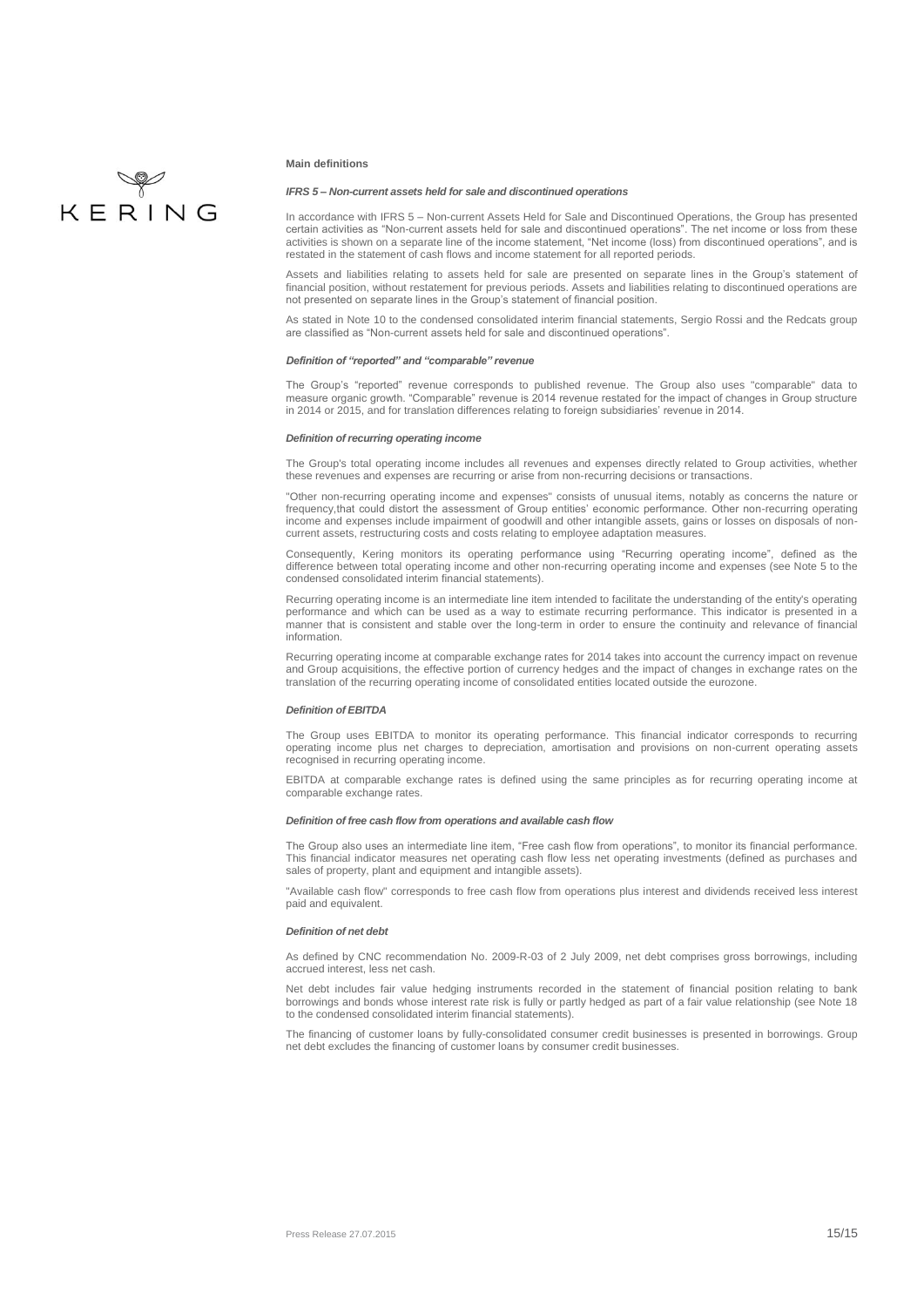## Main definitions

### *IFRS 5 – Non-current assets held for sale and discontinued operations*

In accordance with IFRS 5 – Non-current Assets Held for Sale and Discontinued Operations, the Group has presented certain activities as "Non-current assets held for sale and discontinued operations". The net income or loss from these activities is shown on a separate line of the income statement, "Net income (loss) from discontinued operations", and is restated in the statement of cash flows and income statement for all reported periods.

Assets and liabilities relating to assets held for sale are presented on separate lines in the Group's statement of financial position, without restatement for previous periods. Assets and liabilities relating to discontinued operations are not presented on separate lines in the Group's statement of financial position.

As stated in Note 10 to the condensed consolidated interim financial statements, Sergio Rossi and the Redcats group are classified as "Non-current assets held for sale and discontinued operations".

### *Definition of "reported" and "comparable" revenue*

The Group's "reported" revenue corresponds to published revenue. The Group also uses "comparable" data to measure organic growth. "Comparable" revenue is 2014 revenue restated for the impact of changes in Group structure in 2014 or 2015, and for translation differences relating to foreign subsidiaries' revenue in 2014.

### *Definition of recurring operating income*

The Group's total operating income includes all revenues and expenses directly related to Group activities, whether these revenues and expenses are recurring or arise from non-recurring decisions or transactions.

"Other non-recurring operating income and expenses" consists of unusual items, notably as concerns the nature or frequency,that could distort the assessment of Group entities' economic performance. Other non-recurring operating income and expenses include impairment of goodwill and other intangible assets, gains or losses on disposals of non-current assets, restructuring costs and costs relating to employee adaptation measures.

Consequently, Kering monitors its operating performance using "Recurring operating income", defined as the difference between total operating income and other non-recurring operating income and expenses (see Note 5 to the condensed consolidated interim financial statements).

Recurring operating income is an intermediate line item intended to facilitate the understanding of the entity's operating performance and which can be used as a way to estimate recurring performance. This indicator is presented in a manner that is consistent and stable over the long-term in order to ensure the continuity and relevance of financial information.

Recurring operating income at comparable exchange rates for 2014 takes into account the currency impact on revenue and Group acquisitions, the effective portion of currency hedges and the impact of changes in exchange rates on the translation of the recurring operating income of consolidated entities located outside the eurozone.

### *Definition of EBITDA*

The Group uses EBITDA to monitor its operating performance. This financial indicator corresponds to recurring operating income plus net charges to depreciation, amortisation and provisions on non-current operating assets recognised in recurring operating income.

EBITDA at comparable exchange rates is defined using the same principles as for recurring operating income at comparable exchange rates.

### *Definition of free cash flow from operations and available cash flow*

The Group also uses an intermediate line item, "Free cash flow from operations", to monitor its financial performance. This financial indicator measures net operating cash flow less net operating investments (defined as purchases and sales of property, plant and equipment and intangible assets).

"Available cash flow" corresponds to free cash flow from operations plus interest and dividends received less interest paid and equivalent.

### *Definition of net debt*

As defined by CNC recommendation No. 2009-R-03 of 2 July 2009, net debt comprises gross borrowings, including accrued interest, less net cash.

Net debt includes fair value hedging instruments recorded in the statement of financial position relating to bank borrowings and bonds whose interest rate risk is fully or partly hedged as part of a fair value relationship (see Note 18 to the condensed consolidated interim financial statements).

The financing of customer loans by fully-consolidated consumer credit businesses is presented in borrowings. Group net debt excludes the financing of customer loans by consumer credit businesses.